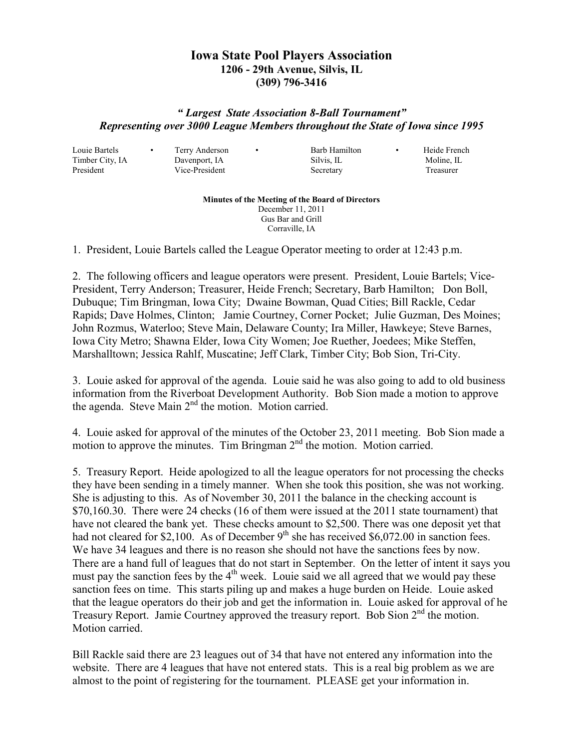# Iowa State Pool Players Association

**1206 - 29th Avenue, Silvis, IL**
**(309) 796-3416**

***" Largest State Association 8-Ball Tournament"***
***Representing over 3000 League Members throughout the State of Iowa since 1995***

| Louie Bartels | Terry Anderson | Barb Hamilton | Heide French |
|---|---|---|---|
| Timber City, IA | Davenport, IA | Silvis, IL | Moline, IL |
| President | Vice-President | Secretary | Treasurer |

**Minutes of the Meeting of the Board of Directors**
December 11, 2011
Gus Bar and Grill
Corraville, IA

1. President, Louie Bartels called the League Operator meeting to order at 12:43 p.m.

2. The following officers and league operators were present. President, Louie Bartels; Vice-President, Terry Anderson; Treasurer, Heide French; Secretary, Barb Hamilton; Don Boll, Dubuque; Tim Bringman, Iowa City; Dwaine Bowman, Quad Cities; Bill Rackle, Cedar Rapids; Dave Holmes, Clinton; Jamie Courtney, Corner Pocket; Julie Guzman, Des Moines; John Rozmus, Waterloo; Steve Main, Delaware County; Ira Miller, Hawkeye; Steve Barnes, Iowa City Metro; Shawna Elder, Iowa City Women; Joe Ruether, Joedees; Mike Steffen, Marshalltown; Jessica Rahlf, Muscatine; Jeff Clark, Timber City; Bob Sion, Tri-City.

3. Louie asked for approval of the agenda. Louie said he was also going to add to old business information from the Riverboat Development Authority. Bob Sion made a motion to approve the agenda. Steve Main 2nd the motion. Motion carried.

4. Louie asked for approval of the minutes of the October 23, 2011 meeting. Bob Sion made a motion to approve the minutes. Tim Bringman 2nd the motion. Motion carried.

5. Treasury Report. Heide apologized to all the league operators for not processing the checks they have been sending in a timely manner. When she took this position, she was not working. She is adjusting to this. As of November 30, 2011 the balance in the checking account is $70,160.30. There were 24 checks (16 of them were issued at the 2011 state tournament) that have not cleared the bank yet. These checks amount to $2,500. There was one deposit yet that had not cleared for $2,100. As of December 9th she has received $6,072.00 in sanction fees. We have 34 leagues and there is no reason she should not have the sanctions fees by now. There are a hand full of leagues that do not start in September. On the letter of intent it says you must pay the sanction fees by the 4th week. Louie said we all agreed that we would pay these sanction fees on time. This starts piling up and makes a huge burden on Heide. Louie asked that the league operators do their job and get the information in. Louie asked for approval of he Treasury Report. Jamie Courtney approved the treasury report. Bob Sion 2nd the motion. Motion carried.

Bill Rackle said there are 23 leagues out of 34 that have not entered any information into the website. There are 4 leagues that have not entered stats. This is a real big problem as we are almost to the point of registering for the tournament. PLEASE get your information in.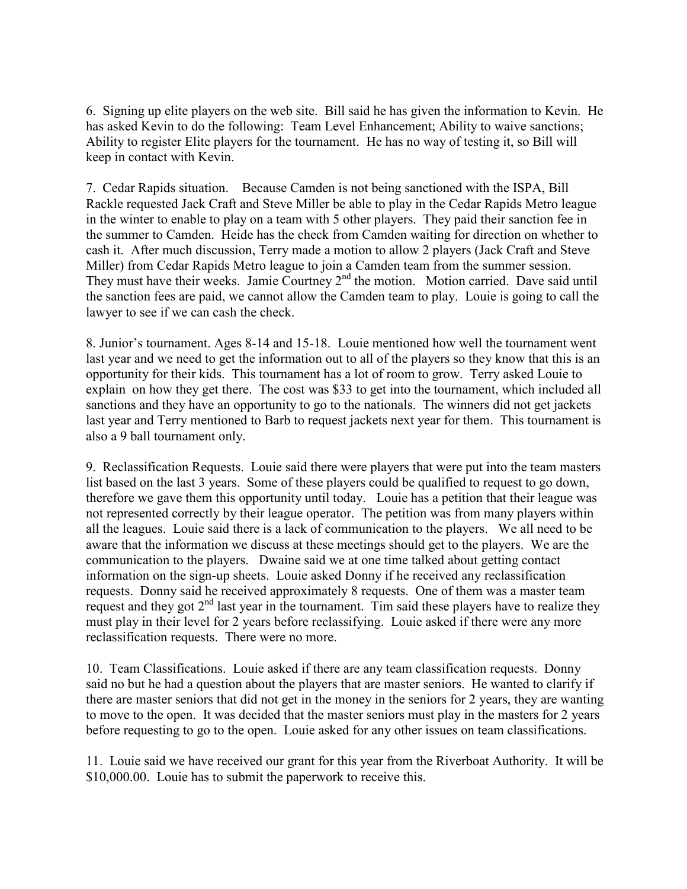6. Signing up elite players on the web site. Bill said he has given the information to Kevin. He has asked Kevin to do the following: Team Level Enhancement; Ability to waive sanctions; Ability to register Elite players for the tournament. He has no way of testing it, so Bill will keep in contact with Kevin.

7. Cedar Rapids situation. Because Camden is not being sanctioned with the ISPA, Bill Rackle requested Jack Craft and Steve Miller be able to play in the Cedar Rapids Metro league in the winter to enable to play on a team with 5 other players. They paid their sanction fee in the summer to Camden. Heide has the check from Camden waiting for direction on whether to cash it. After much discussion, Terry made a motion to allow 2 players (Jack Craft and Steve Miller) from Cedar Rapids Metro league to join a Camden team from the summer session. They must have their weeks. Jamie Courtney 2nd the motion. Motion carried. Dave said until the sanction fees are paid, we cannot allow the Camden team to play. Louie is going to call the lawyer to see if we can cash the check.

8. Junior's tournament. Ages 8-14 and 15-18. Louie mentioned how well the tournament went last year and we need to get the information out to all of the players so they know that this is an opportunity for their kids. This tournament has a lot of room to grow. Terry asked Louie to explain on how they get there. The cost was $33 to get into the tournament, which included all sanctions and they have an opportunity to go to the nationals. The winners did not get jackets last year and Terry mentioned to Barb to request jackets next year for them. This tournament is also a 9 ball tournament only.

9. Reclassification Requests. Louie said there were players that were put into the team masters list based on the last 3 years. Some of these players could be qualified to request to go down, therefore we gave them this opportunity until today. Louie has a petition that their league was not represented correctly by their league operator. The petition was from many players within all the leagues. Louie said there is a lack of communication to the players. We all need to be aware that the information we discuss at these meetings should get to the players. We are the communication to the players. Dwaine said we at one time talked about getting contact information on the sign-up sheets. Louie asked Donny if he received any reclassification requests. Donny said he received approximately 8 requests. One of them was a master team request and they got 2nd last year in the tournament. Tim said these players have to realize they must play in their level for 2 years before reclassifying. Louie asked if there were any more reclassification requests. There were no more.

10. Team Classifications. Louie asked if there are any team classification requests. Donny said no but he had a question about the players that are master seniors. He wanted to clarify if there are master seniors that did not get in the money in the seniors for 2 years, they are wanting to move to the open. It was decided that the master seniors must play in the masters for 2 years before requesting to go to the open. Louie asked for any other issues on team classifications.

11. Louie said we have received our grant for this year from the Riverboat Authority. It will be $10,000.00. Louie has to submit the paperwork to receive this.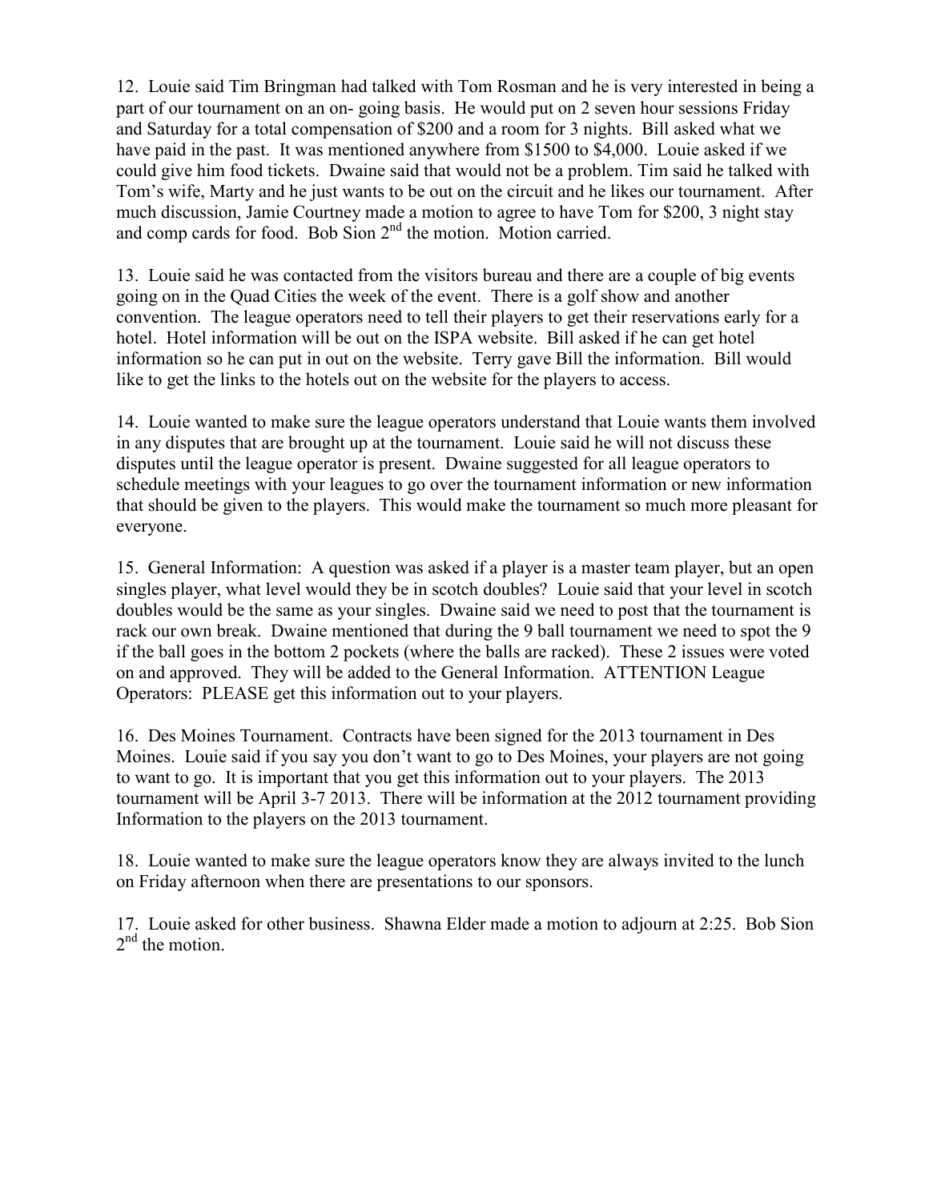12. Louie said Tim Bringman had talked with Tom Rosman and he is very interested in being a part of our tournament on an on- going basis. He would put on 2 seven hour sessions Friday and Saturday for a total compensation of $200 and a room for 3 nights. Bill asked what we have paid in the past. It was mentioned anywhere from $1500 to $4,000. Louie asked if we could give him food tickets. Dwaine said that would not be a problem. Tim said he talked with Tom's wife, Marty and he just wants to be out on the circuit and he likes our tournament. After much discussion, Jamie Courtney made a motion to agree to have Tom for $200, 3 night stay and comp cards for food. Bob Sion 2nd the motion. Motion carried.

13. Louie said he was contacted from the visitors bureau and there are a couple of big events going on in the Quad Cities the week of the event. There is a golf show and another convention. The league operators need to tell their players to get their reservations early for a hotel. Hotel information will be out on the ISPA website. Bill asked if he can get hotel information so he can put in out on the website. Terry gave Bill the information. Bill would like to get the links to the hotels out on the website for the players to access.

14. Louie wanted to make sure the league operators understand that Louie wants them involved in any disputes that are brought up at the tournament. Louie said he will not discuss these disputes until the league operator is present. Dwaine suggested for all league operators to schedule meetings with your leagues to go over the tournament information or new information that should be given to the players. This would make the tournament so much more pleasant for everyone.

15. General Information: A question was asked if a player is a master team player, but an open singles player, what level would they be in scotch doubles? Louie said that your level in scotch doubles would be the same as your singles. Dwaine said we need to post that the tournament is rack our own break. Dwaine mentioned that during the 9 ball tournament we need to spot the 9 if the ball goes in the bottom 2 pockets (where the balls are racked). These 2 issues were voted on and approved. They will be added to the General Information. ATTENTION League Operators: PLEASE get this information out to your players.

16. Des Moines Tournament. Contracts have been signed for the 2013 tournament in Des Moines. Louie said if you say you don't want to go to Des Moines, your players are not going to want to go. It is important that you get this information out to your players. The 2013 tournament will be April 3-7 2013. There will be information at the 2012 tournament providing Information to the players on the 2013 tournament.

18. Louie wanted to make sure the league operators know they are always invited to the lunch on Friday afternoon when there are presentations to our sponsors.

17. Louie asked for other business. Shawna Elder made a motion to adjourn at 2:25. Bob Sion 2nd the motion.